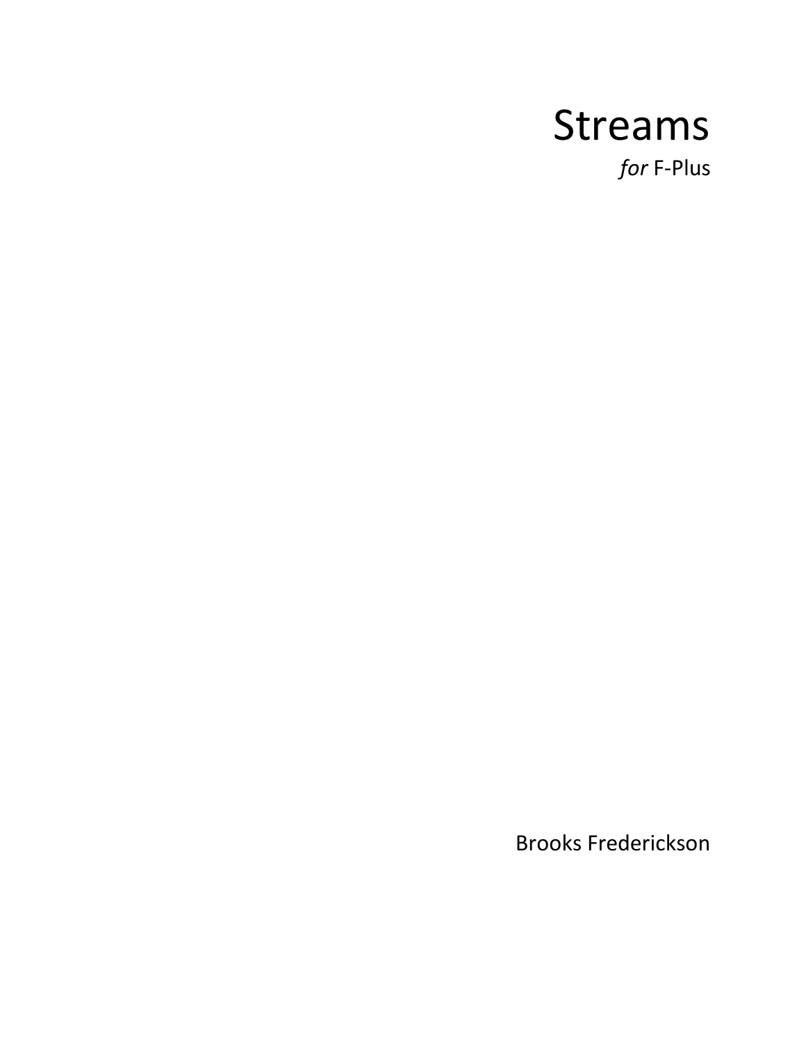# Streams

*for* F-Plus

Brooks Frederickson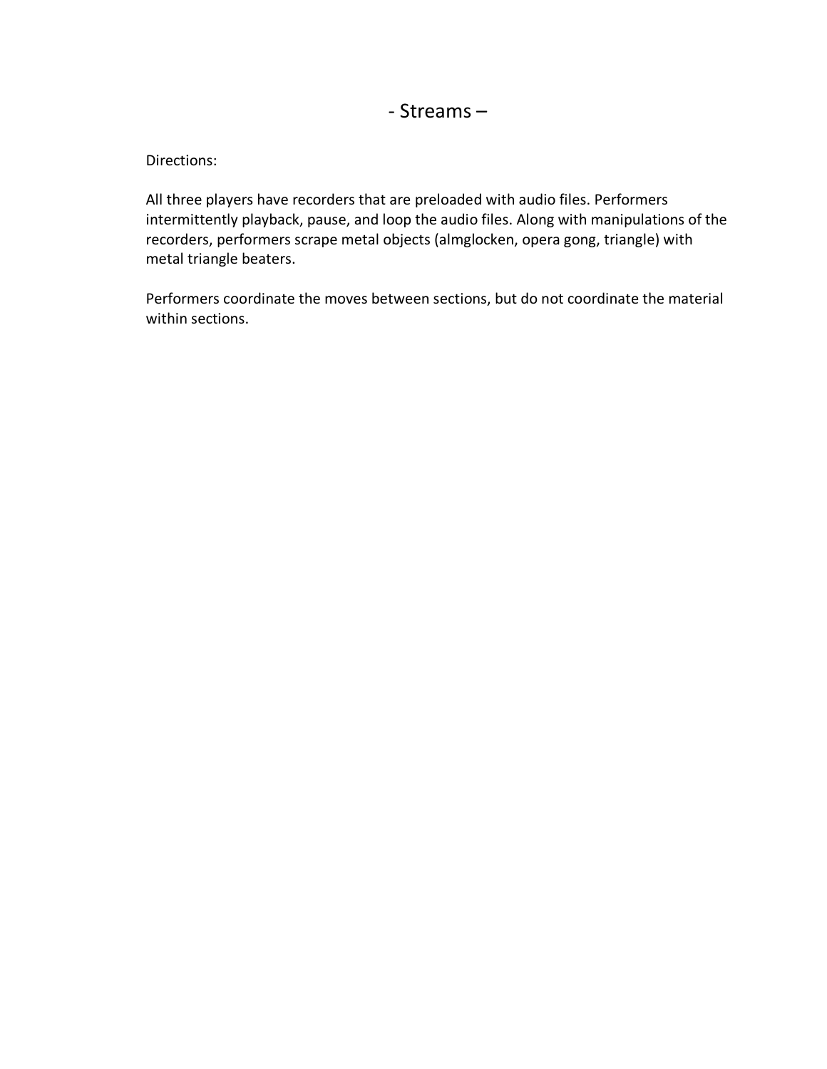# - Streams –

Directions:

All three players have recorders that are preloaded with audio files. Performers intermittently playback, pause, and loop the audio files. Along with manipulations of the recorders, performers scrape metal objects (almglocken, opera gong, triangle) with metal triangle beaters.

Performers coordinate the moves between sections, but do not coordinate the material within sections.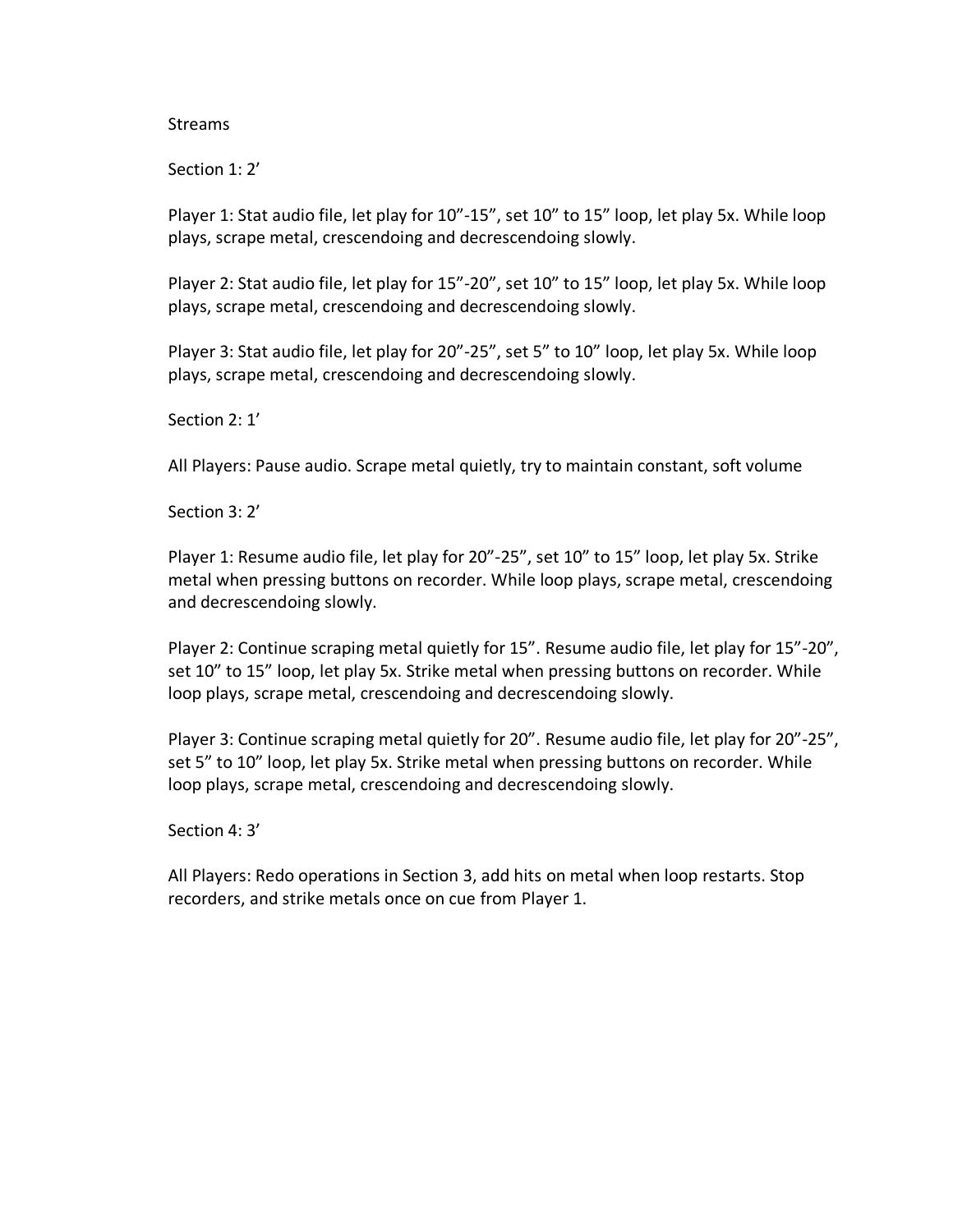# Streams

## Section 1: 2’

Player 1: Stat audio file, let play for 10”-15”, set 10” to 15” loop, let play 5x. While loop plays, scrape metal, crescendoing and decrescendoing slowly.

Player 2: Stat audio file, let play for 15”-20”, set 10” to 15” loop, let play 5x. While loop plays, scrape metal, crescendoing and decrescendoing slowly.

Player 3: Stat audio file, let play for 20”-25”, set 5” to 10” loop, let play 5x. While loop plays, scrape metal, crescendoing and decrescendoing slowly.

## Section 2: 1’

All Players: Pause audio. Scrape metal quietly, try to maintain constant, soft volume

## Section 3: 2’

Player 1: Resume audio file, let play for 20”-25”, set 10” to 15” loop, let play 5x. Strike metal when pressing buttons on recorder. While loop plays, scrape metal, crescendoing and decrescendoing slowly.

Player 2: Continue scraping metal quietly for 15”. Resume audio file, let play for 15”-20”, set 10” to 15” loop, let play 5x. Strike metal when pressing buttons on recorder. While loop plays, scrape metal, crescendoing and decrescendoing slowly.

Player 3: Continue scraping metal quietly for 20”. Resume audio file, let play for 20”-25”, set 5” to 10” loop, let play 5x. Strike metal when pressing buttons on recorder. While loop plays, scrape metal, crescendoing and decrescendoing slowly.

## Section 4: 3’

All Players: Redo operations in Section 3, add hits on metal when loop restarts. Stop recorders, and strike metals once on cue from Player 1.